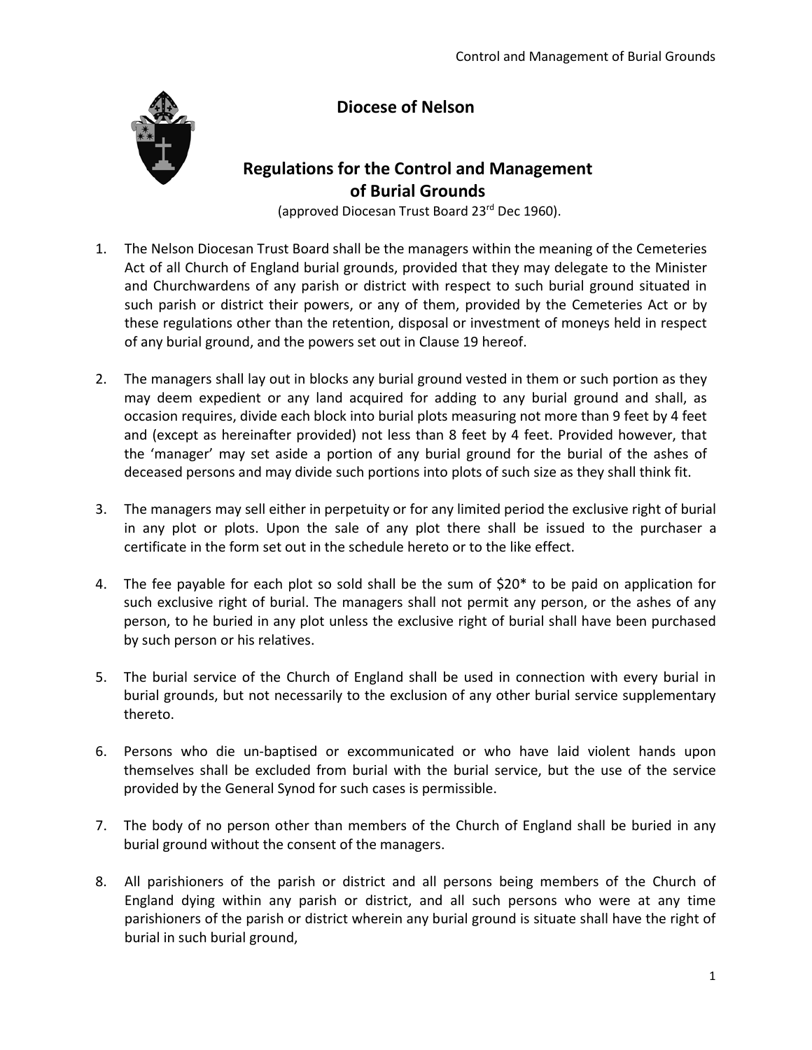# Diocese of Nelson

## Regulations for the Control and Management of Burial Grounds

(approved Diocesan Trust Board 23rd Dec 1960).

1. The Nelson Diocesan Trust Board shall be the managers within the meaning of the Cemeteries Act of all Church of England burial grounds, provided that they may delegate to the Minister and Churchwardens of any parish or district with respect to such burial ground situated in such parish or district their powers, or any of them, provided by the Cemeteries Act or by these regulations other than the retention, disposal or investment of moneys held in respect of any burial ground, and the powers set out in Clause 19 hereof.

2. The managers shall lay out in blocks any burial ground vested in them or such portion as they may deem expedient or any land acquired for adding to any burial ground and shall, as occasion requires, divide each block into burial plots measuring not more than 9 feet by 4 feet and (except as hereinafter provided) not less than 8 feet by 4 feet. Provided however, that the 'manager' may set aside a portion of any burial ground for the burial of the ashes of deceased persons and may divide such portions into plots of such size as they shall think fit.

3. The managers may sell either in perpetuity or for any limited period the exclusive right of burial in any plot or plots. Upon the sale of any plot there shall be issued to the purchaser a certificate in the form set out in the schedule hereto or to the like effect.

4. The fee payable for each plot so sold shall be the sum of $20* to be paid on application for such exclusive right of burial. The managers shall not permit any person, or the ashes of any person, to he buried in any plot unless the exclusive right of burial shall have been purchased by such person or his relatives.

5. The burial service of the Church of England shall be used in connection with every burial in burial grounds, but not necessarily to the exclusion of any other burial service supplementary thereto.

6. Persons who die un-baptised or excommunicated or who have laid violent hands upon themselves shall be excluded from burial with the burial service, but the use of the service provided by the General Synod for such cases is permissible.

7. The body of no person other than members of the Church of England shall be buried in any burial ground without the consent of the managers.

8. All parishioners of the parish or district and all persons being members of the Church of England dying within any parish or district, and all such persons who were at any time parishioners of the parish or district wherein any burial ground is situate shall have the right of burial in such burial ground,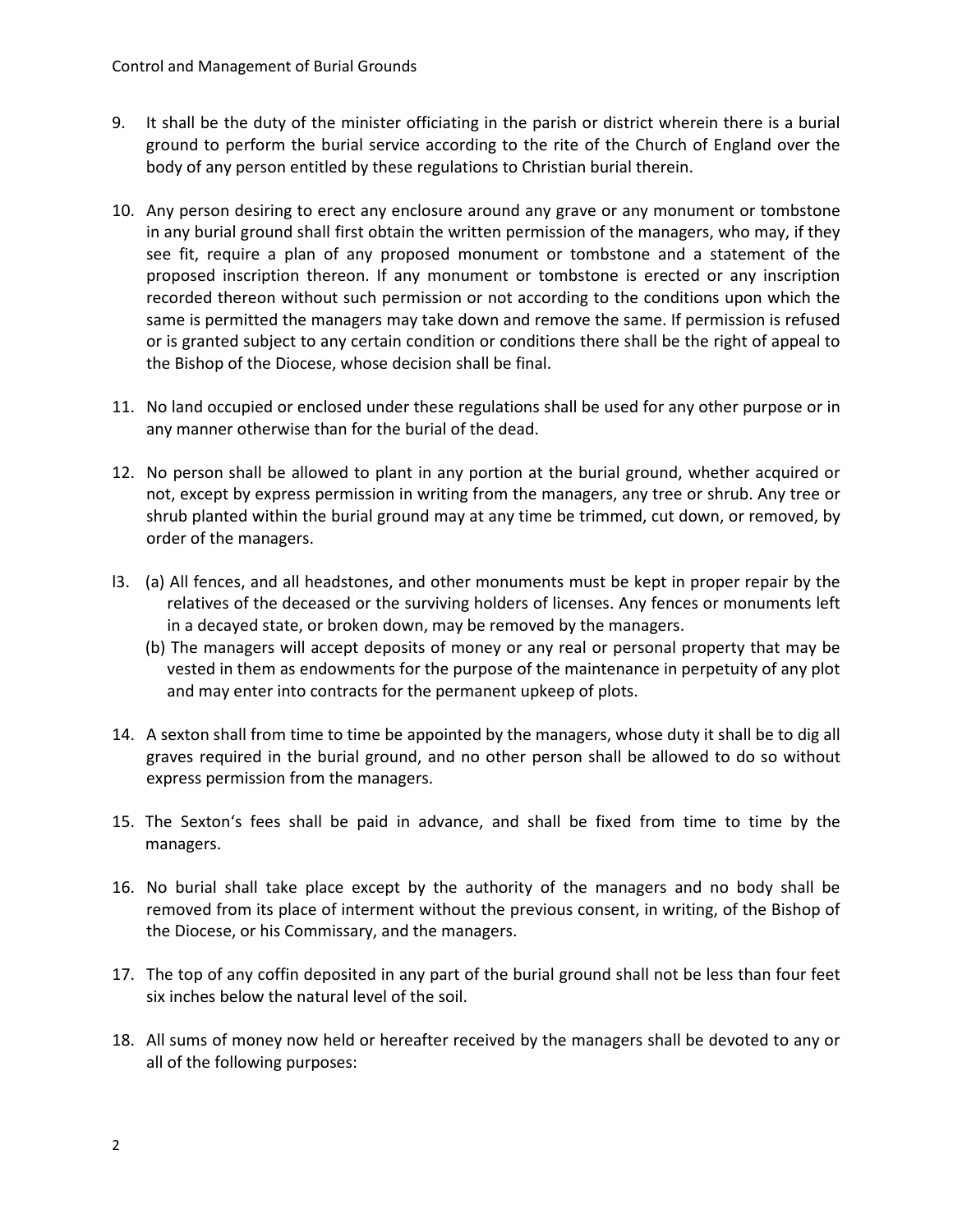9. It shall be the duty of the minister officiating in the parish or district wherein there is a burial ground to perform the burial service according to the rite of the Church of England over the body of any person entitled by these regulations to Christian burial therein.

10. Any person desiring to erect any enclosure around any grave or any monument or tombstone in any burial ground shall first obtain the written permission of the managers, who may, if they see fit, require a plan of any proposed monument or tombstone and a statement of the proposed inscription thereon. If any monument or tombstone is erected or any inscription recorded thereon without such permission or not according to the conditions upon which the same is permitted the managers may take down and remove the same. If permission is refused or is granted subject to any certain condition or conditions there shall be the right of appeal to the Bishop of the Diocese, whose decision shall be final.

11. No land occupied or enclosed under these regulations shall be used for any other purpose or in any manner otherwise than for the burial of the dead.

12. No person shall be allowed to plant in any portion at the burial ground, whether acquired or not, except by express permission in writing from the managers, any tree or shrub. Any tree or shrub planted within the burial ground may at any time be trimmed, cut down, or removed, by order of the managers.

l3. (a) All fences, and all headstones, and other monuments must be kept in proper repair by the relatives of the deceased or the surviving holders of licenses. Any fences or monuments left in a decayed state, or broken down, may be removed by the managers.
    (b) The managers will accept deposits of money or any real or personal property that may be vested in them as endowments for the purpose of the maintenance in perpetuity of any plot and may enter into contracts for the permanent upkeep of plots.

14. A sexton shall from time to time be appointed by the managers, whose duty it shall be to dig all graves required in the burial ground, and no other person shall be allowed to do so without express permission from the managers.

15. The Sexton's fees shall be paid in advance, and shall be fixed from time to time by the managers.

16. No burial shall take place except by the authority of the managers and no body shall be removed from its place of interment without the previous consent, in writing, of the Bishop of the Diocese, or his Commissary, and the managers.

17. The top of any coffin deposited in any part of the burial ground shall not be less than four feet six inches below the natural level of the soil.

18. All sums of money now held or hereafter received by the managers shall be devoted to any or all of the following purposes: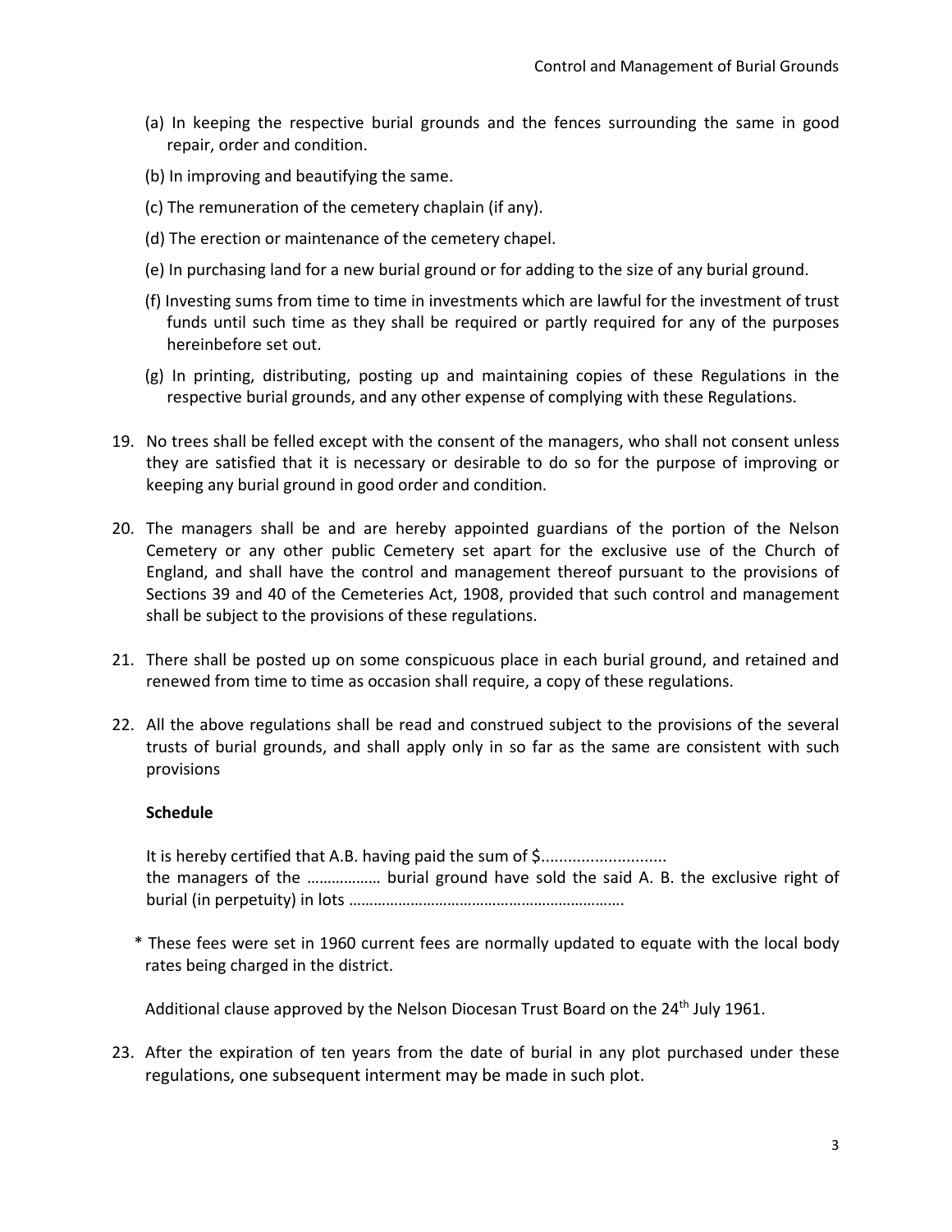(a) In keeping the respective burial grounds and the fences surrounding the same in good repair, order and condition.

(b) In improving and beautifying the same.

(c) The remuneration of the cemetery chaplain (if any).

(d) The erection or maintenance of the cemetery chapel.

(e) In purchasing land for a new burial ground or for adding to the size of any burial ground.

(f) Investing sums from time to time in investments which are lawful for the investment of trust funds until such time as they shall be required or partly required for any of the purposes hereinbefore set out.

(g) In printing, distributing, posting up and maintaining copies of these Regulations in the respective burial grounds, and any other expense of complying with these Regulations.

19. No trees shall be felled except with the consent of the managers, who shall not consent unless they are satisfied that it is necessary or desirable to do so for the purpose of improving or keeping any burial ground in good order and condition.

20. The managers shall be and are hereby appointed guardians of the portion of the Nelson Cemetery or any other public Cemetery set apart for the exclusive use of the Church of England, and shall have the control and management thereof pursuant to the provisions of Sections 39 and 40 of the Cemeteries Act, 1908, provided that such control and management shall be subject to the provisions of these regulations.

21. There shall be posted up on some conspicuous place in each burial ground, and retained and renewed from time to time as occasion shall require, a copy of these regulations.

22. All the above regulations shall be read and construed subject to the provisions of the several trusts of burial grounds, and shall apply only in so far as the same are consistent with such provisions

**Schedule**

It is hereby certified that A.B. having paid the sum of $............................ the managers of the ……………… burial ground have sold the said A. B. the exclusive right of burial (in perpetuity) in lots ………………………………………………………….

\* These fees were set in 1960 current fees are normally updated to equate with the local body rates being charged in the district.

Additional clause approved by the Nelson Diocesan Trust Board on the 24th July 1961.

23. After the expiration of ten years from the date of burial in any plot purchased under these regulations, one subsequent interment may be made in such plot.